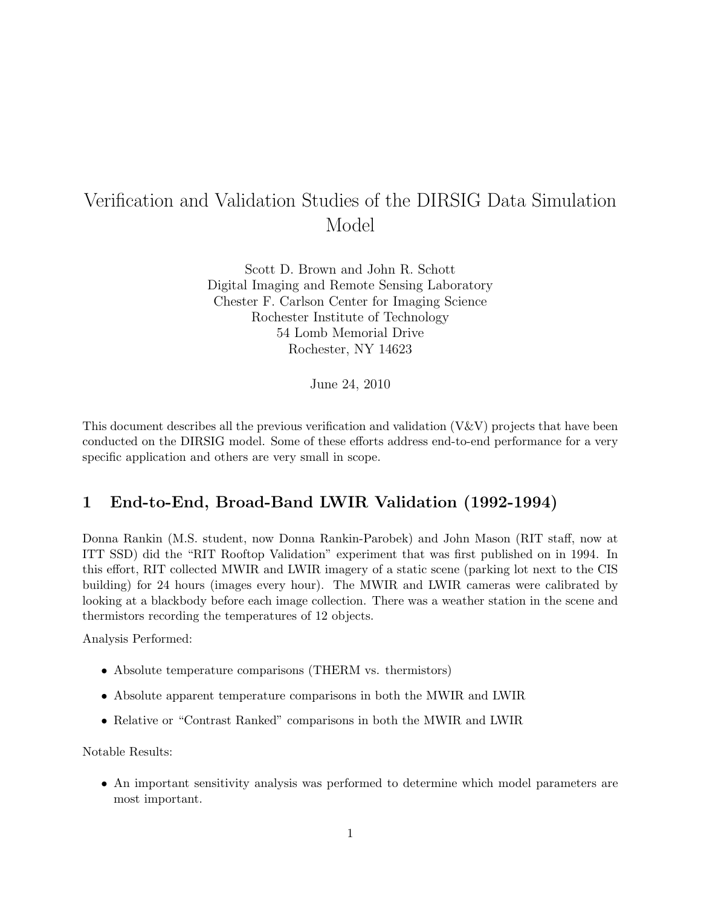# Verification and Validation Studies of the DIRSIG Data Simulation Model

Scott D. Brown and John R. Schott
Digital Imaging and Remote Sensing Laboratory
Chester F. Carlson Center for Imaging Science
Rochester Institute of Technology
54 Lomb Memorial Drive
Rochester, NY 14623

June 24, 2010

This document describes all the previous verification and validation (V&V) projects that have been conducted on the DIRSIG model. Some of these efforts address end-to-end performance for a very specific application and others are very small in scope.

## 1 End-to-End, Broad-Band LWIR Validation (1992-1994)

Donna Rankin (M.S. student, now Donna Rankin-Parobek) and John Mason (RIT staff, now at ITT SSD) did the "RIT Rooftop Validation" experiment that was first published on in 1994. In this effort, RIT collected MWIR and LWIR imagery of a static scene (parking lot next to the CIS building) for 24 hours (images every hour). The MWIR and LWIR cameras were calibrated by looking at a blackbody before each image collection. There was a weather station in the scene and thermistors recording the temperatures of 12 objects.

Analysis Performed:

- Absolute temperature comparisons (THERM vs. thermistors)
- Absolute apparent temperature comparisons in both the MWIR and LWIR
- Relative or "Contrast Ranked" comparisons in both the MWIR and LWIR

Notable Results:

- An important sensitivity analysis was performed to determine which model parameters are most important.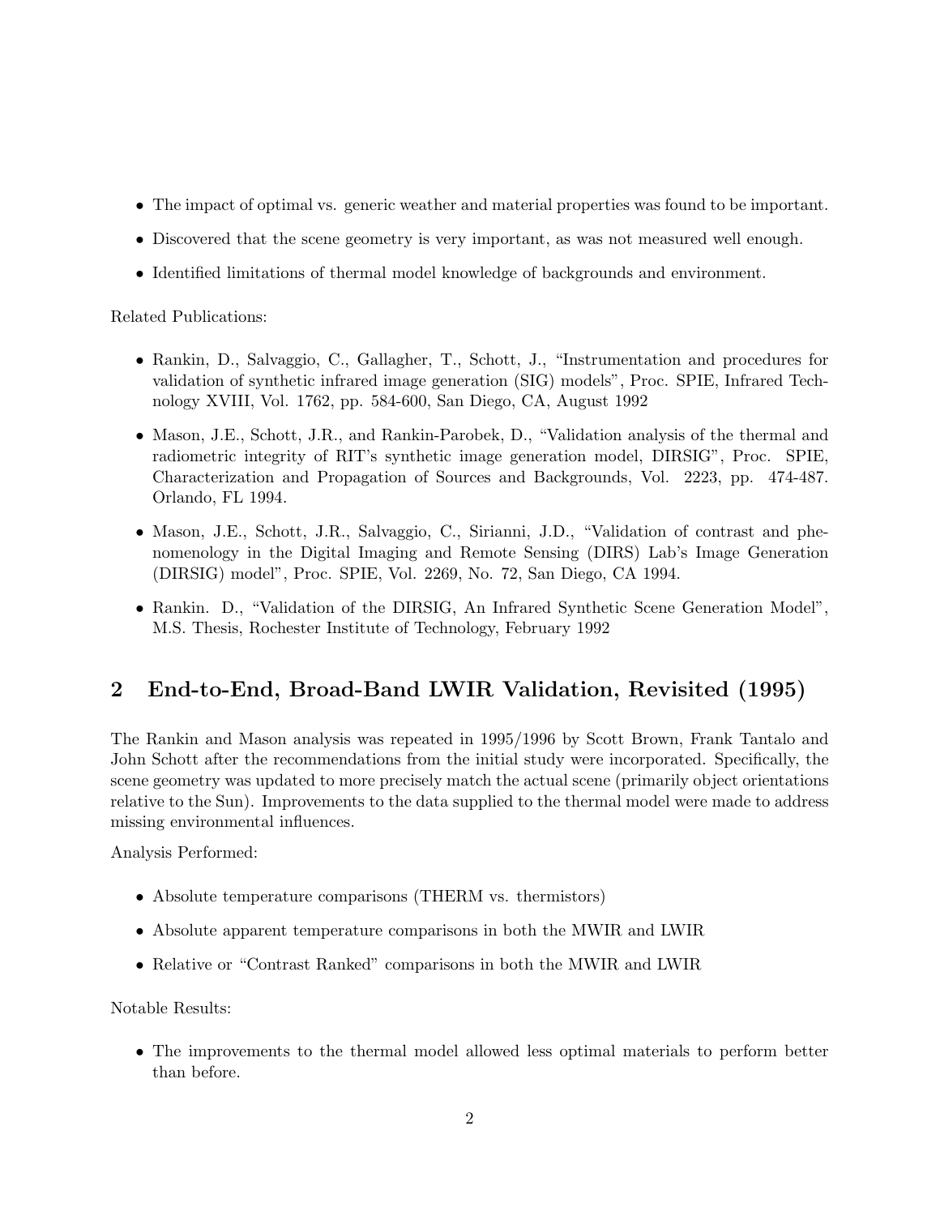- The impact of optimal vs. generic weather and material properties was found to be important.
- Discovered that the scene geometry is very important, as was not measured well enough.
- Identified limitations of thermal model knowledge of backgrounds and environment.

Related Publications:

- Rankin, D., Salvaggio, C., Gallagher, T., Schott, J., "Instrumentation and procedures for validation of synthetic infrared image generation (SIG) models", Proc. SPIE, Infrared Technology XVIII, Vol. 1762, pp. 584-600, San Diego, CA, August 1992
- Mason, J.E., Schott, J.R., and Rankin-Parobek, D., "Validation analysis of the thermal and radiometric integrity of RIT's synthetic image generation model, DIRSIG", Proc. SPIE, Characterization and Propagation of Sources and Backgrounds, Vol. 2223, pp. 474-487. Orlando, FL 1994.
- Mason, J.E., Schott, J.R., Salvaggio, C., Sirianni, J.D., "Validation of contrast and phenomenology in the Digital Imaging and Remote Sensing (DIRS) Lab's Image Generation (DIRSIG) model", Proc. SPIE, Vol. 2269, No. 72, San Diego, CA 1994.
- Rankin. D., "Validation of the DIRSIG, An Infrared Synthetic Scene Generation Model", M.S. Thesis, Rochester Institute of Technology, February 1992

## 2 End-to-End, Broad-Band LWIR Validation, Revisited (1995)

The Rankin and Mason analysis was repeated in 1995/1996 by Scott Brown, Frank Tantalo and John Schott after the recommendations from the initial study were incorporated. Specifically, the scene geometry was updated to more precisely match the actual scene (primarily object orientations relative to the Sun). Improvements to the data supplied to the thermal model were made to address missing environmental influences.

Analysis Performed:

- Absolute temperature comparisons (THERM vs. thermistors)
- Absolute apparent temperature comparisons in both the MWIR and LWIR
- Relative or "Contrast Ranked" comparisons in both the MWIR and LWIR

Notable Results:

- The improvements to the thermal model allowed less optimal materials to perform better than before.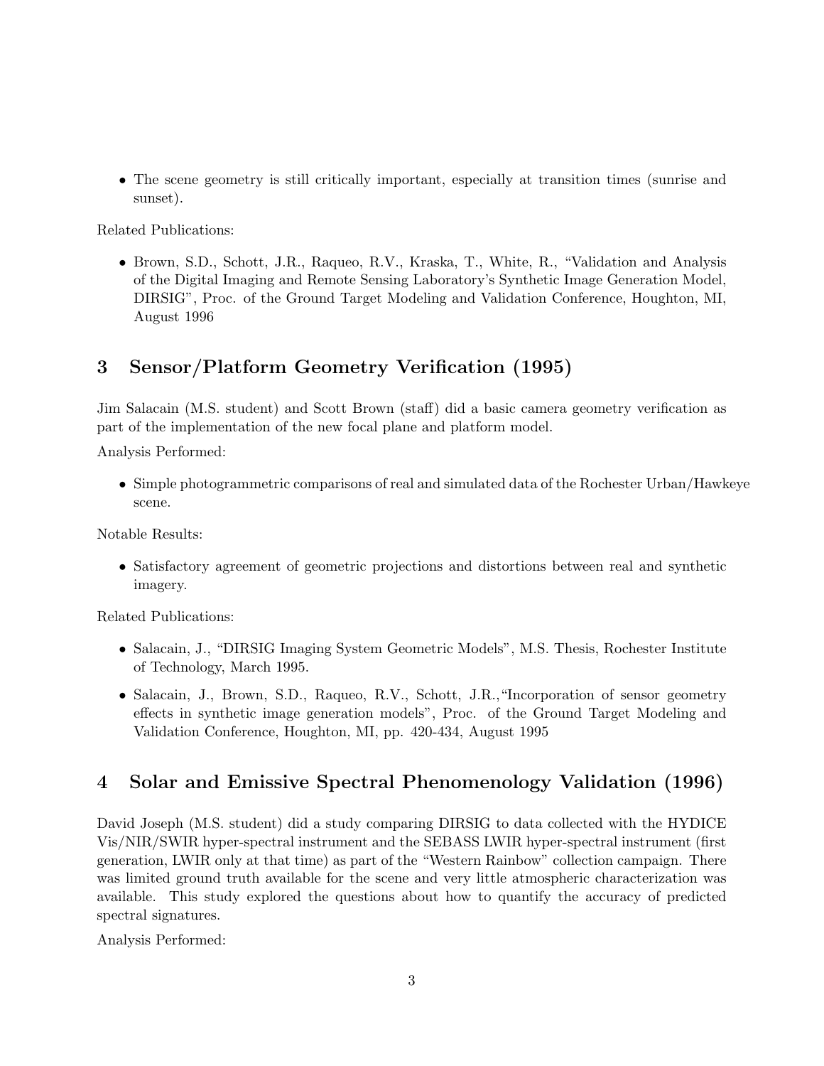- The scene geometry is still critically important, especially at transition times (sunrise and sunset).

Related Publications:

- Brown, S.D., Schott, J.R., Raqueo, R.V., Kraska, T., White, R., "Validation and Analysis of the Digital Imaging and Remote Sensing Laboratory's Synthetic Image Generation Model, DIRSIG", Proc. of the Ground Target Modeling and Validation Conference, Houghton, MI, August 1996

# 3 Sensor/Platform Geometry Verification (1995)

Jim Salacain (M.S. student) and Scott Brown (staff) did a basic camera geometry verification as part of the implementation of the new focal plane and platform model.

Analysis Performed:

- Simple photogrammetric comparisons of real and simulated data of the Rochester Urban/Hawkeye scene.

Notable Results:

- Satisfactory agreement of geometric projections and distortions between real and synthetic imagery.

Related Publications:

- Salacain, J., "DIRSIG Imaging System Geometric Models", M.S. Thesis, Rochester Institute of Technology, March 1995.
- Salacain, J., Brown, S.D., Raqueo, R.V., Schott, J.R.,"Incorporation of sensor geometry effects in synthetic image generation models", Proc. of the Ground Target Modeling and Validation Conference, Houghton, MI, pp. 420-434, August 1995

# 4 Solar and Emissive Spectral Phenomenology Validation (1996)

David Joseph (M.S. student) did a study comparing DIRSIG to data collected with the HYDICE Vis/NIR/SWIR hyper-spectral instrument and the SEBASS LWIR hyper-spectral instrument (first generation, LWIR only at that time) as part of the "Western Rainbow" collection campaign. There was limited ground truth available for the scene and very little atmospheric characterization was available. This study explored the questions about how to quantify the accuracy of predicted spectral signatures.

Analysis Performed: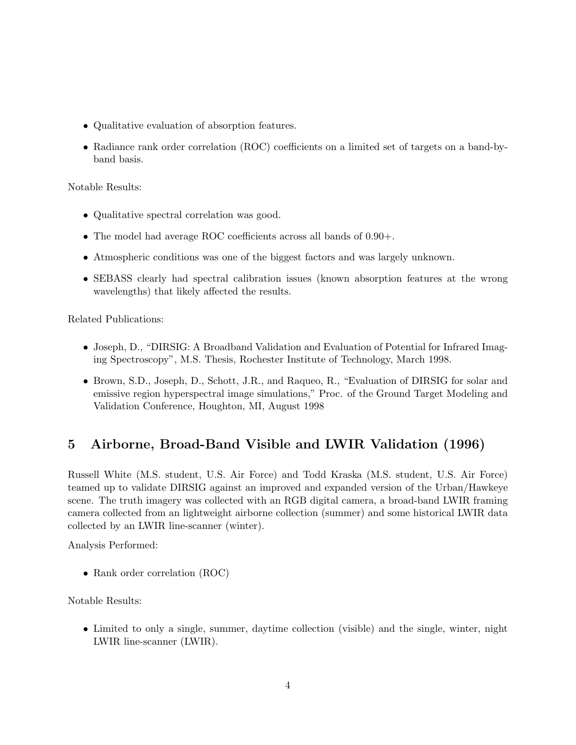- Qualitative evaluation of absorption features.
- Radiance rank order correlation (ROC) coefficients on a limited set of targets on a band-by-band basis.

Notable Results:

- Qualitative spectral correlation was good.
- The model had average ROC coefficients across all bands of 0.90+.
- Atmospheric conditions was one of the biggest factors and was largely unknown.
- SEBASS clearly had spectral calibration issues (known absorption features at the wrong wavelengths) that likely affected the results.

Related Publications:

- Joseph, D., "DIRSIG: A Broadband Validation and Evaluation of Potential for Infrared Imaging Spectroscopy", M.S. Thesis, Rochester Institute of Technology, March 1998.
- Brown, S.D., Joseph, D., Schott, J.R., and Raqueo, R., "Evaluation of DIRSIG for solar and emissive region hyperspectral image simulations," Proc. of the Ground Target Modeling and Validation Conference, Houghton, MI, August 1998

## 5 Airborne, Broad-Band Visible and LWIR Validation (1996)

Russell White (M.S. student, U.S. Air Force) and Todd Kraska (M.S. student, U.S. Air Force) teamed up to validate DIRSIG against an improved and expanded version of the Urban/Hawkeye scene. The truth imagery was collected with an RGB digital camera, a broad-band LWIR framing camera collected from an lightweight airborne collection (summer) and some historical LWIR data collected by an LWIR line-scanner (winter).

Analysis Performed:

- Rank order correlation (ROC)

Notable Results:

- Limited to only a single, summer, daytime collection (visible) and the single, winter, night LWIR line-scanner (LWIR).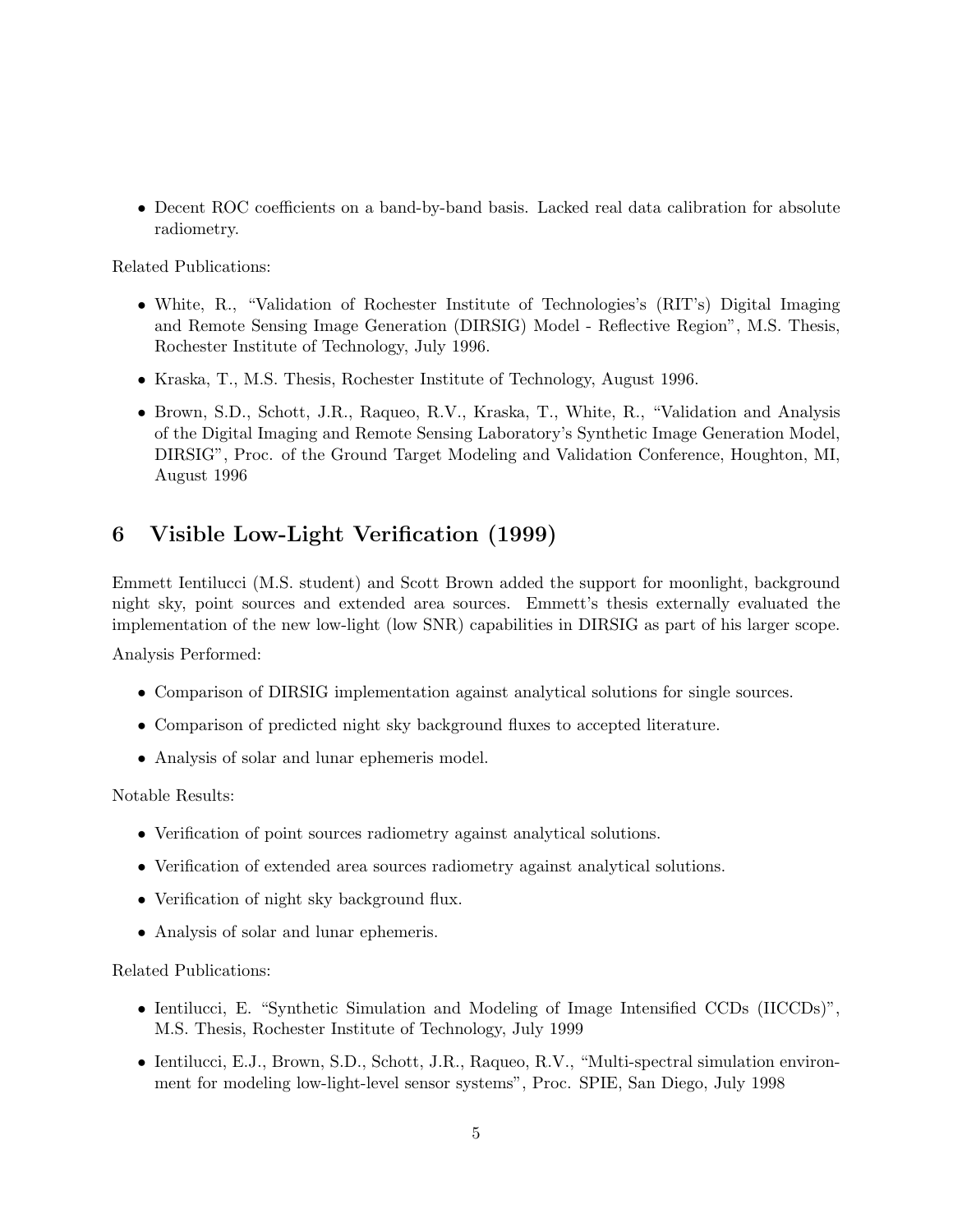- Decent ROC coefficients on a band-by-band basis. Lacked real data calibration for absolute radiometry.

Related Publications:

- White, R., "Validation of Rochester Institute of Technologies's (RIT's) Digital Imaging and Remote Sensing Image Generation (DIRSIG) Model - Reflective Region", M.S. Thesis, Rochester Institute of Technology, July 1996.
- Kraska, T., M.S. Thesis, Rochester Institute of Technology, August 1996.
- Brown, S.D., Schott, J.R., Raqueo, R.V., Kraska, T., White, R., "Validation and Analysis of the Digital Imaging and Remote Sensing Laboratory's Synthetic Image Generation Model, DIRSIG", Proc. of the Ground Target Modeling and Validation Conference, Houghton, MI, August 1996

## 6 Visible Low-Light Verification (1999)

Emmett Ientilucci (M.S. student) and Scott Brown added the support for moonlight, background night sky, point sources and extended area sources. Emmett's thesis externally evaluated the implementation of the new low-light (low SNR) capabilities in DIRSIG as part of his larger scope.

Analysis Performed:

- Comparison of DIRSIG implementation against analytical solutions for single sources.
- Comparison of predicted night sky background fluxes to accepted literature.
- Analysis of solar and lunar ephemeris model.

Notable Results:

- Verification of point sources radiometry against analytical solutions.
- Verification of extended area sources radiometry against analytical solutions.
- Verification of night sky background flux.
- Analysis of solar and lunar ephemeris.

Related Publications:

- Ientilucci, E. "Synthetic Simulation and Modeling of Image Intensified CCDs (IICCDs)", M.S. Thesis, Rochester Institute of Technology, July 1999
- Ientilucci, E.J., Brown, S.D., Schott, J.R., Raqueo, R.V., "Multi-spectral simulation environment for modeling low-light-level sensor systems", Proc. SPIE, San Diego, July 1998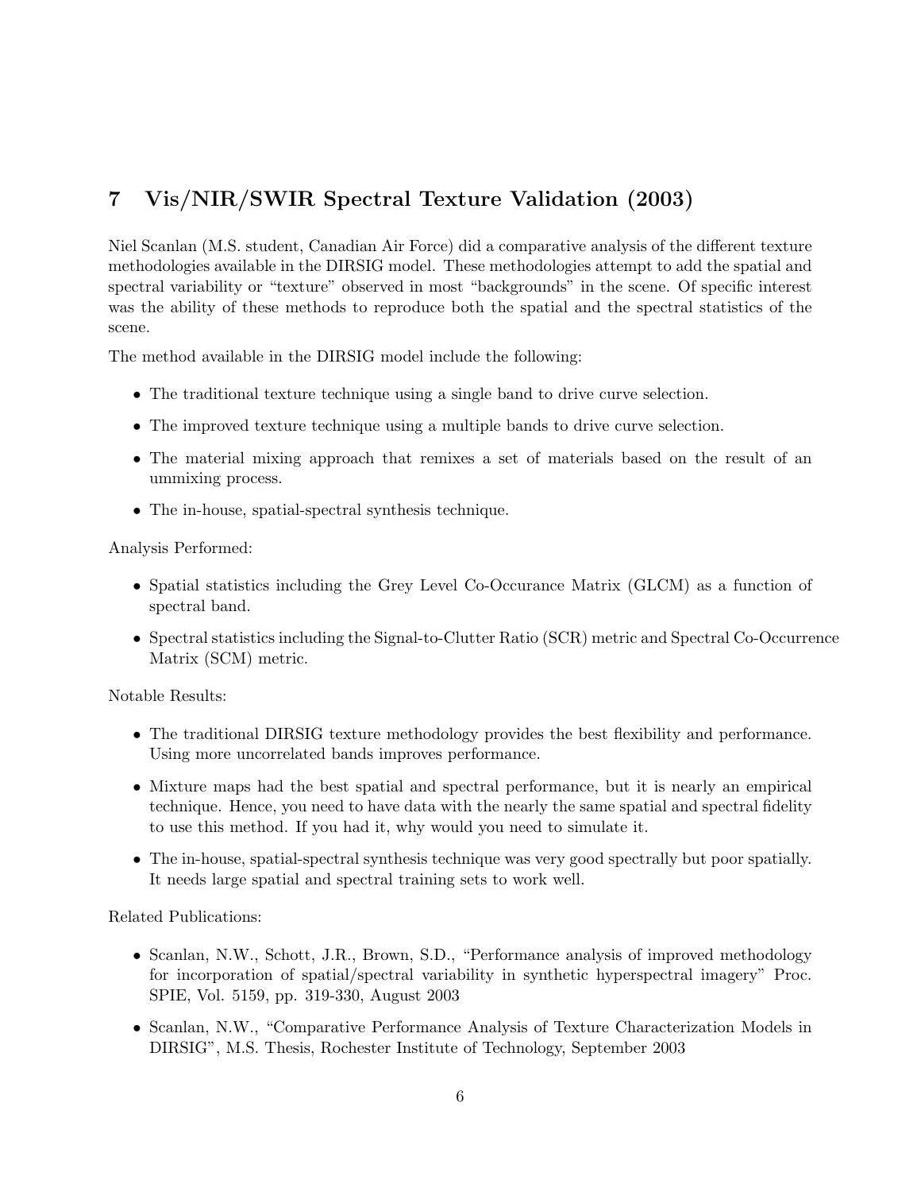## 7 Vis/NIR/SWIR Spectral Texture Validation (2003)

Niel Scanlan (M.S. student, Canadian Air Force) did a comparative analysis of the different texture methodologies available in the DIRSIG model. These methodologies attempt to add the spatial and spectral variability or "texture" observed in most "backgrounds" in the scene. Of specific interest was the ability of these methods to reproduce both the spatial and the spectral statistics of the scene.

The method available in the DIRSIG model include the following:

- The traditional texture technique using a single band to drive curve selection.
- The improved texture technique using a multiple bands to drive curve selection.
- The material mixing approach that remixes a set of materials based on the result of an ummixing process.
- The in-house, spatial-spectral synthesis technique.

Analysis Performed:

- Spatial statistics including the Grey Level Co-Occurance Matrix (GLCM) as a function of spectral band.
- Spectral statistics including the Signal-to-Clutter Ratio (SCR) metric and Spectral Co-Occurrence Matrix (SCM) metric.

Notable Results:

- The traditional DIRSIG texture methodology provides the best flexibility and performance. Using more uncorrelated bands improves performance.
- Mixture maps had the best spatial and spectral performance, but it is nearly an empirical technique. Hence, you need to have data with the nearly the same spatial and spectral fidelity to use this method. If you had it, why would you need to simulate it.
- The in-house, spatial-spectral synthesis technique was very good spectrally but poor spatially. It needs large spatial and spectral training sets to work well.

Related Publications:

- Scanlan, N.W., Schott, J.R., Brown, S.D., "Performance analysis of improved methodology for incorporation of spatial/spectral variability in synthetic hyperspectral imagery" Proc. SPIE, Vol. 5159, pp. 319-330, August 2003
- Scanlan, N.W., "Comparative Performance Analysis of Texture Characterization Models in DIRSIG", M.S. Thesis, Rochester Institute of Technology, September 2003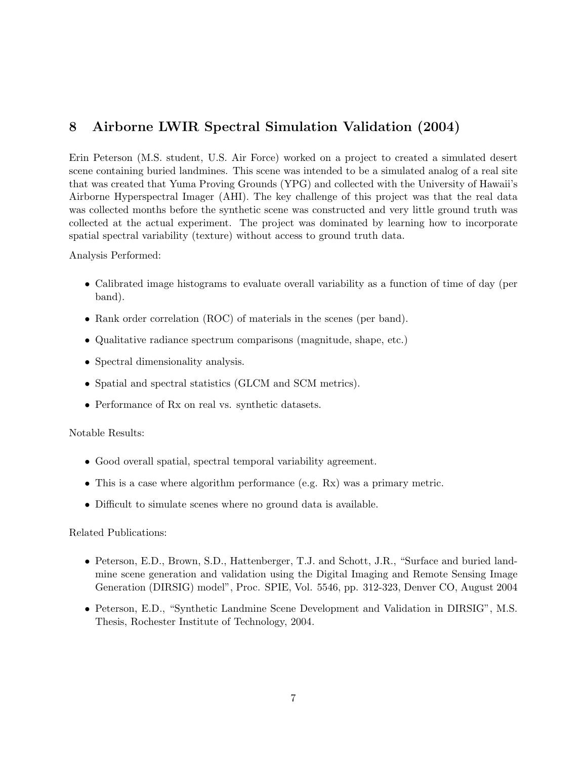## 8 Airborne LWIR Spectral Simulation Validation (2004)

Erin Peterson (M.S. student, U.S. Air Force) worked on a project to created a simulated desert scene containing buried landmines. This scene was intended to be a simulated analog of a real site that was created that Yuma Proving Grounds (YPG) and collected with the University of Hawaii's Airborne Hyperspectral Imager (AHI). The key challenge of this project was that the real data was collected months before the synthetic scene was constructed and very little ground truth was collected at the actual experiment. The project was dominated by learning how to incorporate spatial spectral variability (texture) without access to ground truth data.

Analysis Performed:

- Calibrated image histograms to evaluate overall variability as a function of time of day (per band).
- Rank order correlation (ROC) of materials in the scenes (per band).
- Qualitative radiance spectrum comparisons (magnitude, shape, etc.)
- Spectral dimensionality analysis.
- Spatial and spectral statistics (GLCM and SCM metrics).
- Performance of Rx on real vs. synthetic datasets.

Notable Results:

- Good overall spatial, spectral temporal variability agreement.
- This is a case where algorithm performance (e.g. Rx) was a primary metric.
- Difficult to simulate scenes where no ground data is available.

Related Publications:

- Peterson, E.D., Brown, S.D., Hattenberger, T.J. and Schott, J.R., "Surface and buried landmine scene generation and validation using the Digital Imaging and Remote Sensing Image Generation (DIRSIG) model", Proc. SPIE, Vol. 5546, pp. 312-323, Denver CO, August 2004
- Peterson, E.D., "Synthetic Landmine Scene Development and Validation in DIRSIG", M.S. Thesis, Rochester Institute of Technology, 2004.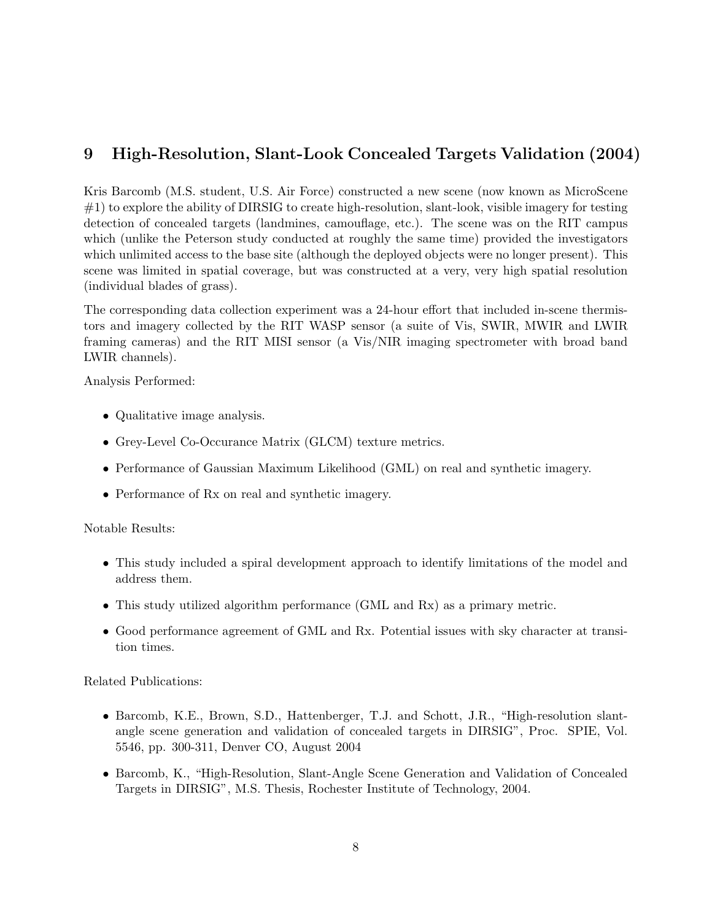## 9 High-Resolution, Slant-Look Concealed Targets Validation (2004)

Kris Barcomb (M.S. student, U.S. Air Force) constructed a new scene (now known as MicroScene #1) to explore the ability of DIRSIG to create high-resolution, slant-look, visible imagery for testing detection of concealed targets (landmines, camouflage, etc.). The scene was on the RIT campus which (unlike the Peterson study conducted at roughly the same time) provided the investigators which unlimited access to the base site (although the deployed objects were no longer present). This scene was limited in spatial coverage, but was constructed at a very, very high spatial resolution (individual blades of grass).

The corresponding data collection experiment was a 24-hour effort that included in-scene thermistors and imagery collected by the RIT WASP sensor (a suite of Vis, SWIR, MWIR and LWIR framing cameras) and the RIT MISI sensor (a Vis/NIR imaging spectrometer with broad band LWIR channels).

Analysis Performed:

- Qualitative image analysis.
- Grey-Level Co-Occurance Matrix (GLCM) texture metrics.
- Performance of Gaussian Maximum Likelihood (GML) on real and synthetic imagery.
- Performance of Rx on real and synthetic imagery.

Notable Results:

- This study included a spiral development approach to identify limitations of the model and address them.
- This study utilized algorithm performance (GML and Rx) as a primary metric.
- Good performance agreement of GML and Rx. Potential issues with sky character at transition times.

Related Publications:

- Barcomb, K.E., Brown, S.D., Hattenberger, T.J. and Schott, J.R., "High-resolution slant-angle scene generation and validation of concealed targets in DIRSIG", Proc. SPIE, Vol. 5546, pp. 300-311, Denver CO, August 2004
- Barcomb, K., "High-Resolution, Slant-Angle Scene Generation and Validation of Concealed Targets in DIRSIG", M.S. Thesis, Rochester Institute of Technology, 2004.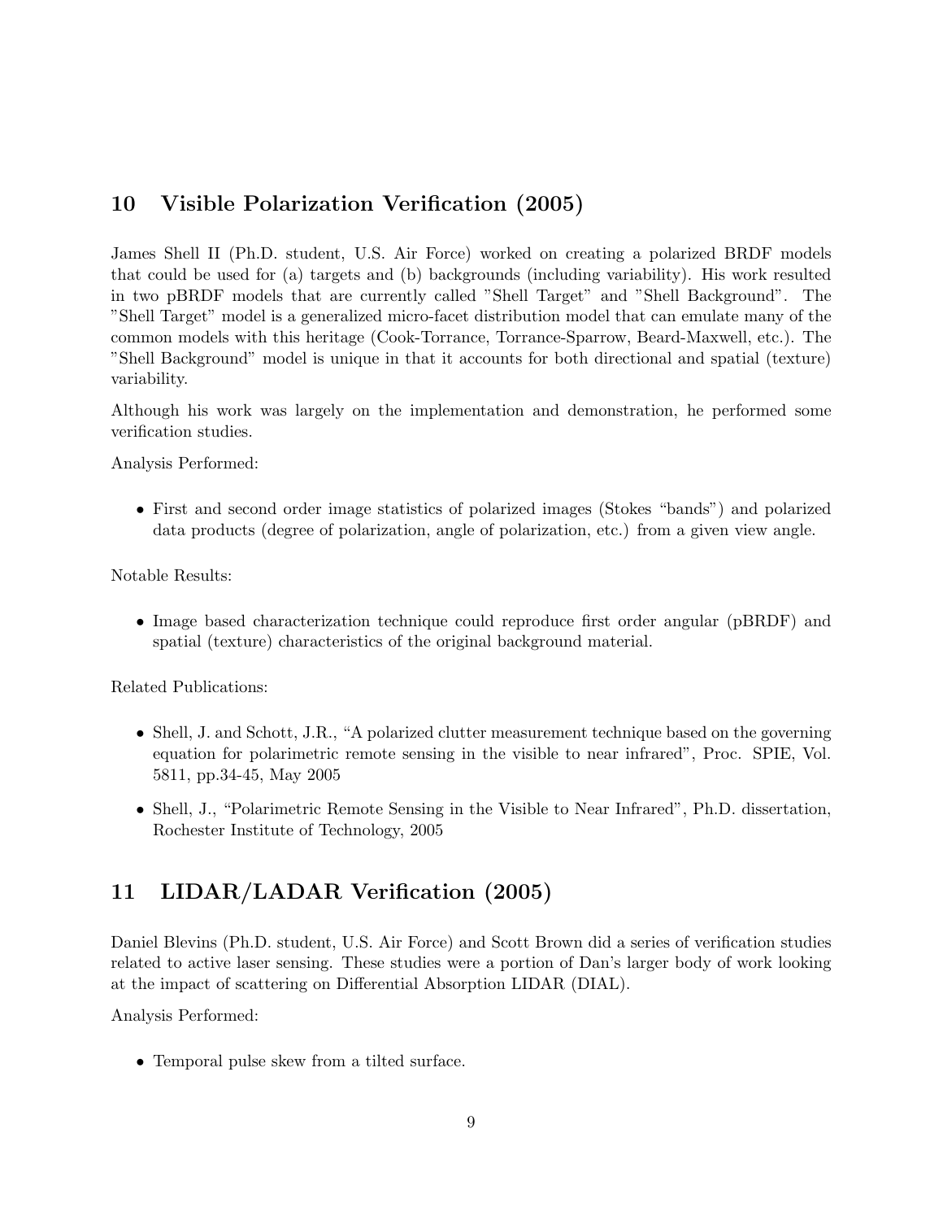## 10 Visible Polarization Verification (2005)

James Shell II (Ph.D. student, U.S. Air Force) worked on creating a polarized BRDF models that could be used for (a) targets and (b) backgrounds (including variability). His work resulted in two pBRDF models that are currently called "Shell Target" and "Shell Background". The "Shell Target" model is a generalized micro-facet distribution model that can emulate many of the common models with this heritage (Cook-Torrance, Torrance-Sparrow, Beard-Maxwell, etc.). The "Shell Background" model is unique in that it accounts for both directional and spatial (texture) variability.

Although his work was largely on the implementation and demonstration, he performed some verification studies.

Analysis Performed:

- First and second order image statistics of polarized images (Stokes "bands") and polarized data products (degree of polarization, angle of polarization, etc.) from a given view angle.

Notable Results:

- Image based characterization technique could reproduce first order angular (pBRDF) and spatial (texture) characteristics of the original background material.

Related Publications:

- Shell, J. and Schott, J.R., "A polarized clutter measurement technique based on the governing equation for polarimetric remote sensing in the visible to near infrared", Proc. SPIE, Vol. 5811, pp.34-45, May 2005
- Shell, J., "Polarimetric Remote Sensing in the Visible to Near Infrared", Ph.D. dissertation, Rochester Institute of Technology, 2005

## 11 LIDAR/LADAR Verification (2005)

Daniel Blevins (Ph.D. student, U.S. Air Force) and Scott Brown did a series of verification studies related to active laser sensing. These studies were a portion of Dan's larger body of work looking at the impact of scattering on Differential Absorption LIDAR (DIAL).

Analysis Performed:

- Temporal pulse skew from a tilted surface.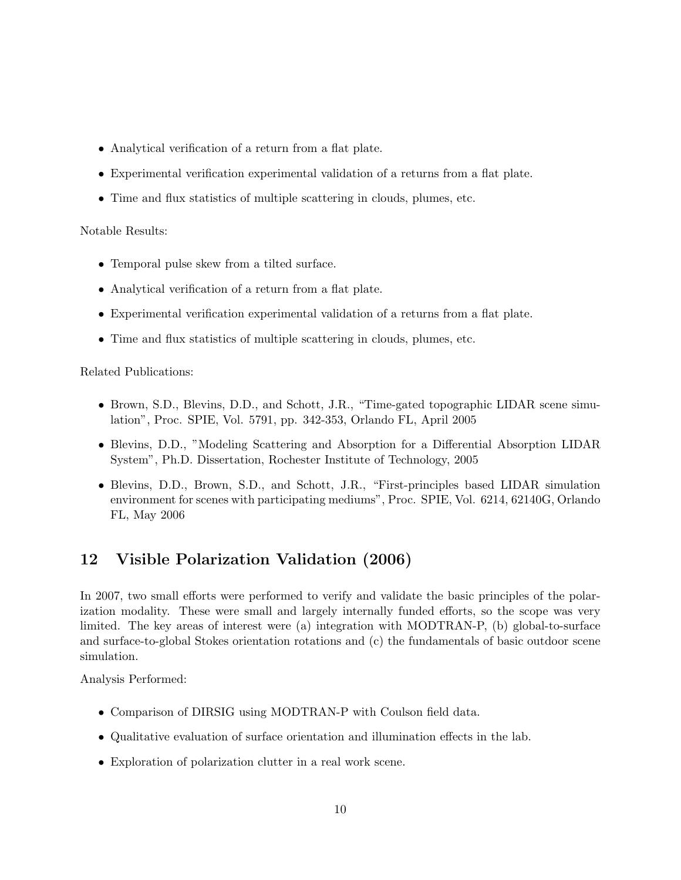- Analytical verification of a return from a flat plate.
- Experimental verification experimental validation of a returns from a flat plate.
- Time and flux statistics of multiple scattering in clouds, plumes, etc.

Notable Results:

- Temporal pulse skew from a tilted surface.
- Analytical verification of a return from a flat plate.
- Experimental verification experimental validation of a returns from a flat plate.
- Time and flux statistics of multiple scattering in clouds, plumes, etc.

Related Publications:

- Brown, S.D., Blevins, D.D., and Schott, J.R., "Time-gated topographic LIDAR scene simulation", Proc. SPIE, Vol. 5791, pp. 342-353, Orlando FL, April 2005
- Blevins, D.D., "Modeling Scattering and Absorption for a Differential Absorption LIDAR System", Ph.D. Dissertation, Rochester Institute of Technology, 2005
- Blevins, D.D., Brown, S.D., and Schott, J.R., "First-principles based LIDAR simulation environment for scenes with participating mediums", Proc. SPIE, Vol. 6214, 62140G, Orlando FL, May 2006

## 12 Visible Polarization Validation (2006)

In 2007, two small efforts were performed to verify and validate the basic principles of the polarization modality. These were small and largely internally funded efforts, so the scope was very limited. The key areas of interest were (a) integration with MODTRAN-P, (b) global-to-surface and surface-to-global Stokes orientation rotations and (c) the fundamentals of basic outdoor scene simulation.

Analysis Performed:

- Comparison of DIRSIG using MODTRAN-P with Coulson field data.
- Qualitative evaluation of surface orientation and illumination effects in the lab.
- Exploration of polarization clutter in a real work scene.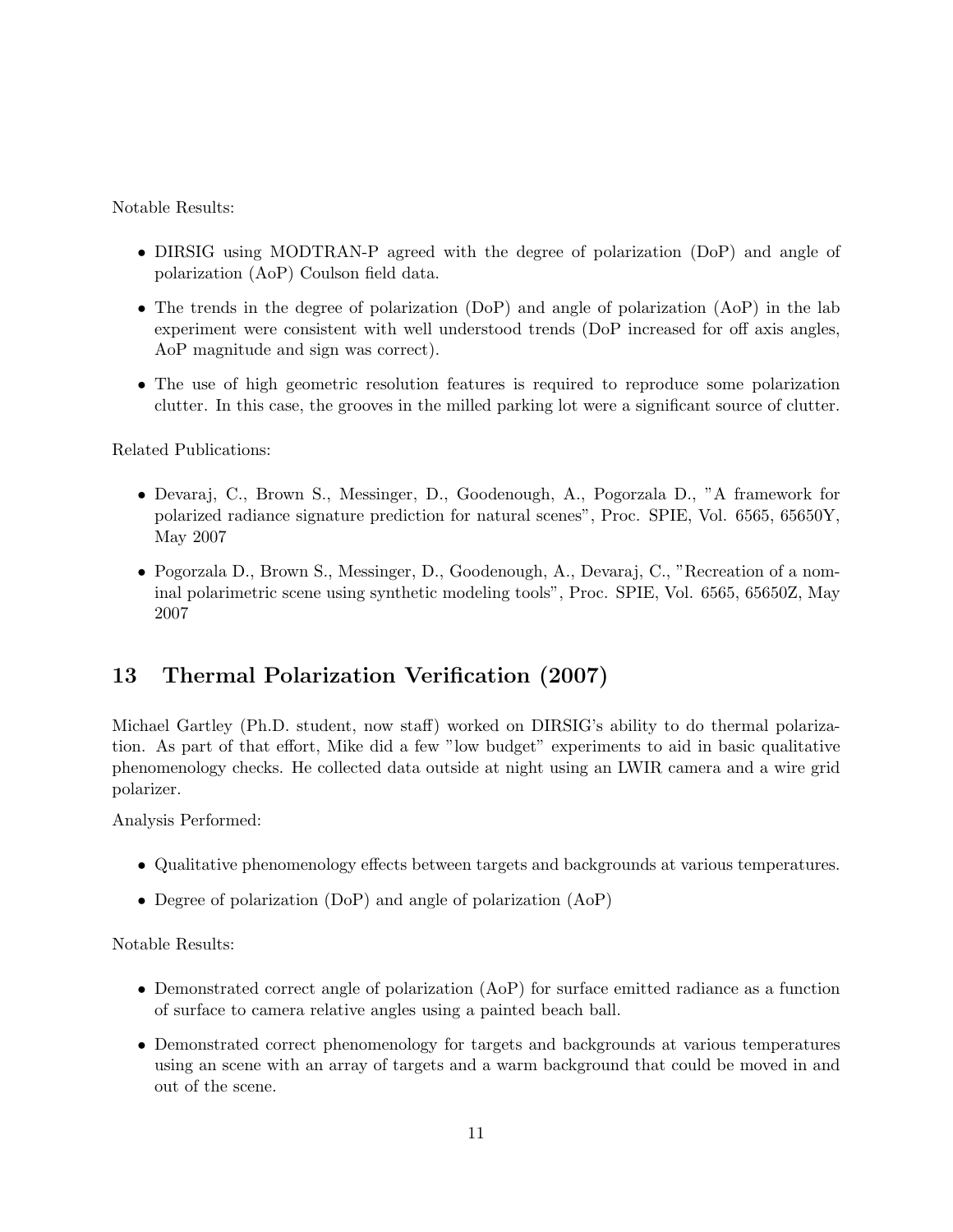Notable Results:

- DIRSIG using MODTRAN-P agreed with the degree of polarization (DoP) and angle of polarization (AoP) Coulson field data.
- The trends in the degree of polarization (DoP) and angle of polarization (AoP) in the lab experiment were consistent with well understood trends (DoP increased for off axis angles, AoP magnitude and sign was correct).
- The use of high geometric resolution features is required to reproduce some polarization clutter. In this case, the grooves in the milled parking lot were a significant source of clutter.

Related Publications:

- Devaraj, C., Brown S., Messinger, D., Goodenough, A., Pogorzala D., "A framework for polarized radiance signature prediction for natural scenes", Proc. SPIE, Vol. 6565, 65650Y, May 2007
- Pogorzala D., Brown S., Messinger, D., Goodenough, A., Devaraj, C., "Recreation of a nominal polarimetric scene using synthetic modeling tools", Proc. SPIE, Vol. 6565, 65650Z, May 2007

## 13 Thermal Polarization Verification (2007)

Michael Gartley (Ph.D. student, now staff) worked on DIRSIG's ability to do thermal polarization. As part of that effort, Mike did a few "low budget" experiments to aid in basic qualitative phenomenology checks. He collected data outside at night using an LWIR camera and a wire grid polarizer.

Analysis Performed:

- Qualitative phenomenology effects between targets and backgrounds at various temperatures.
- Degree of polarization (DoP) and angle of polarization (AoP)

Notable Results:

- Demonstrated correct angle of polarization (AoP) for surface emitted radiance as a function of surface to camera relative angles using a painted beach ball.
- Demonstrated correct phenomenology for targets and backgrounds at various temperatures using an scene with an array of targets and a warm background that could be moved in and out of the scene.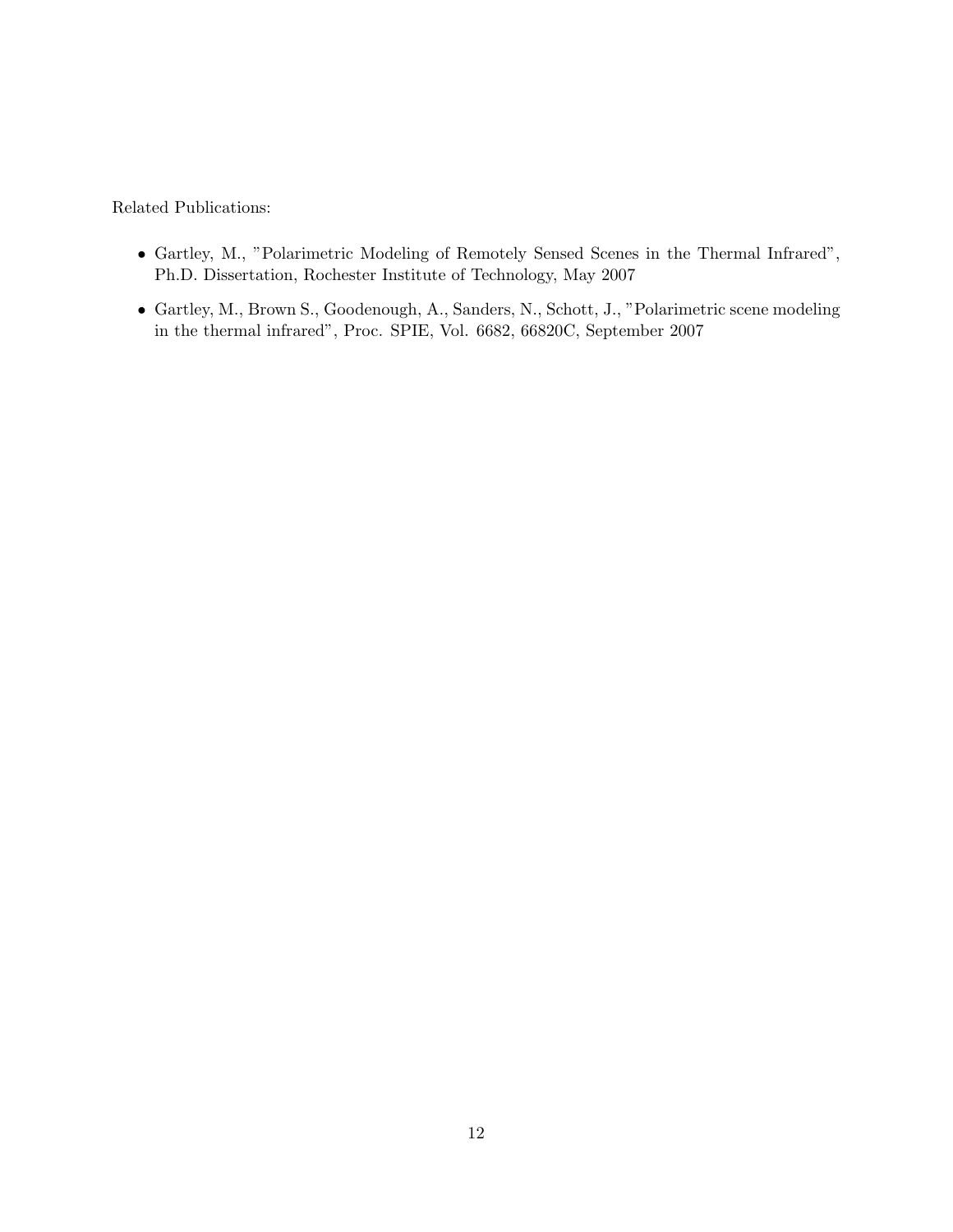Related Publications:

- Gartley, M., "Polarimetric Modeling of Remotely Sensed Scenes in the Thermal Infrared", Ph.D. Dissertation, Rochester Institute of Technology, May 2007
- Gartley, M., Brown S., Goodenough, A., Sanders, N., Schott, J., "Polarimetric scene modeling in the thermal infrared", Proc. SPIE, Vol. 6682, 66820C, September 2007